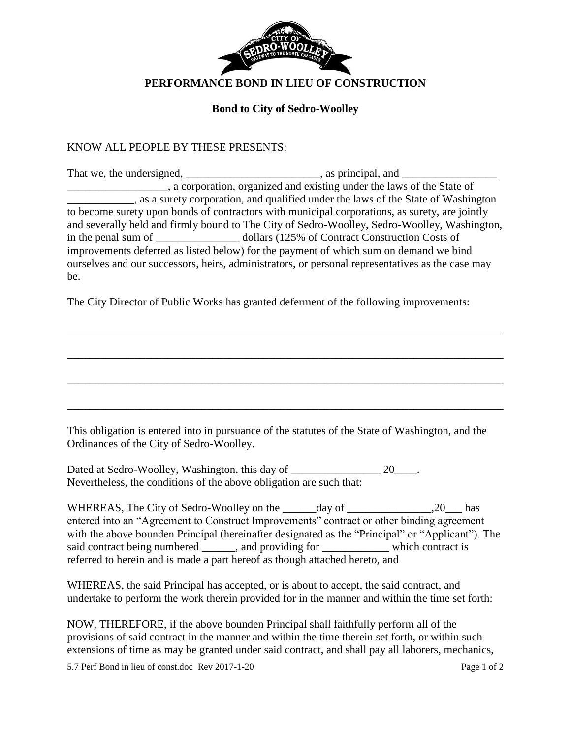# PERFORMANCE BOND IN LIEU OF CONSTRUCTION

## Bond to City of Sedro-Woolley

KNOW ALL PEOPLE BY THESE PRESENTS:

That we, the undersigned, ________________________, as principal, and _________________ __________________, a corporation, organized and existing under the laws of the State of ____________, as a surety corporation, and qualified under the laws of the State of Washington to become surety upon bonds of contractors with municipal corporations, as surety, are jointly and severally held and firmly bound to The City of Sedro-Woolley, Sedro-Woolley, Washington, in the penal sum of _______________ dollars (125% of Contract Construction Costs of improvements deferred as listed below) for the payment of which sum on demand we bind ourselves and our successors, heirs, administrators, or personal representatives as the case may be.

The City Director of Public Works has granted deferment of the following improvements:

______________________________________________________________________________

______________________________________________________________________________

______________________________________________________________________________

______________________________________________________________________________

This obligation is entered into in pursuance of the statutes of the State of Washington, and the Ordinances of the City of Sedro-Woolley.

Dated at Sedro-Woolley, Washington, this day of ________________ 20____.
Nevertheless, the conditions of the above obligation are such that:

WHEREAS, The City of Sedro-Woolley on the ______day of _______________,20___ has entered into an "Agreement to Construct Improvements" contract or other binding agreement with the above bounden Principal (hereinafter designated as the "Principal" or "Applicant"). The said contract being numbered ______, and providing for ____________ which contract is referred to herein and is made a part hereof as though attached hereto, and

WHEREAS, the said Principal has accepted, or is about to accept, the said contract, and undertake to perform the work therein provided for in the manner and within the time set forth:

NOW, THEREFORE, if the above bounden Principal shall faithfully perform all of the provisions of said contract in the manner and within the time therein set forth, or within such extensions of time as may be granted under said contract, and shall pay all laborers, mechanics,

5.7 Perf Bond in lieu of const.doc Rev 2017-1-20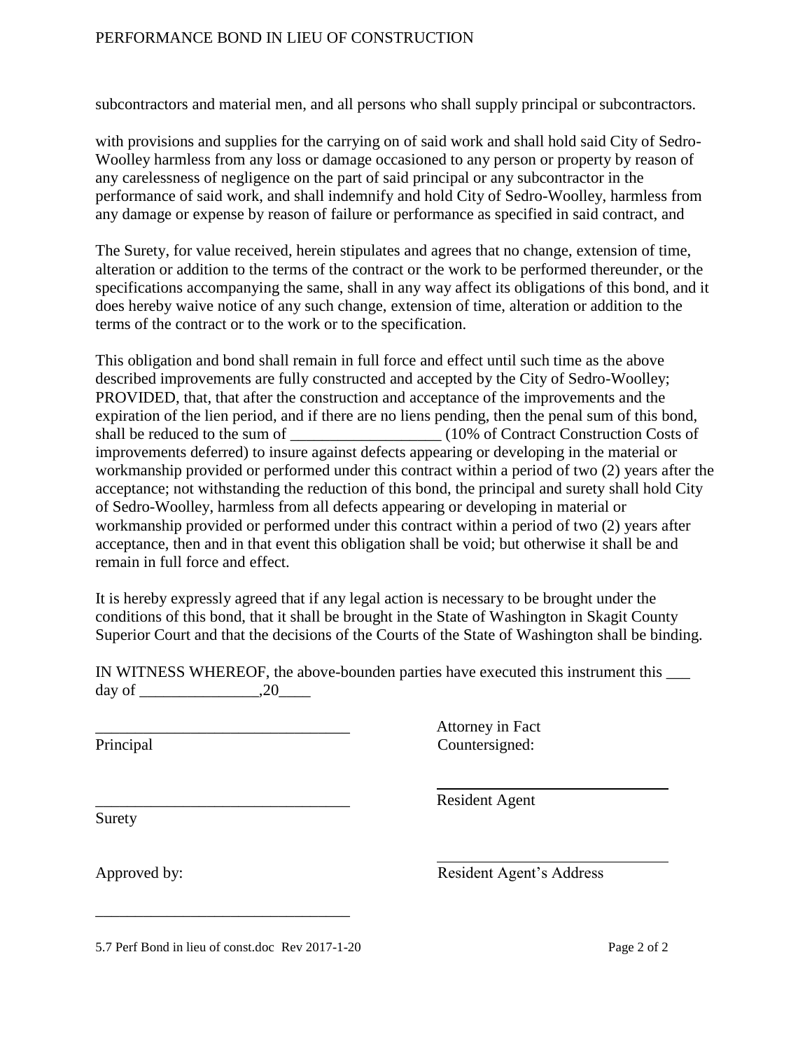subcontractors and material men, and all persons who shall supply principal or subcontractors.

with provisions and supplies for the carrying on of said work and shall hold said City of Sedro-Woolley harmless from any loss or damage occasioned to any person or property by reason of any carelessness of negligence on the part of said principal or any subcontractor in the performance of said work, and shall indemnify and hold City of Sedro-Woolley, harmless from any damage or expense by reason of failure or performance as specified in said contract, and

The Surety, for value received, herein stipulates and agrees that no change, extension of time, alteration or addition to the terms of the contract or the work to be performed thereunder, or the specifications accompanying the same, shall in any way affect its obligations of this bond, and it does hereby waive notice of any such change, extension of time, alteration or addition to the terms of the contract or to the work or to the specification.

This obligation and bond shall remain in full force and effect until such time as the above described improvements are fully constructed and accepted by the City of Sedro-Woolley; PROVIDED, that, that after the construction and acceptance of the improvements and the expiration of the lien period, and if there are no liens pending, then the penal sum of this bond, shall be reduced to the sum of ___________________ (10% of Contract Construction Costs of improvements deferred) to insure against defects appearing or developing in the material or workmanship provided or performed under this contract within a period of two (2) years after the acceptance; not withstanding the reduction of this bond, the principal and surety shall hold City of Sedro-Woolley, harmless from all defects appearing or developing in material or workmanship provided or performed under this contract within a period of two (2) years after acceptance, then and in that event this obligation shall be void; but otherwise it shall be and remain in full force and effect.

It is hereby expressly agreed that if any legal action is necessary to be brought under the conditions of this bond, that it shall be brought in the State of Washington in Skagit County Superior Court and that the decisions of the Courts of the State of Washington shall be binding.

IN WITNESS WHEREOF, the above-bounden parties have executed this instrument this ___ day of _______________,20____

________________________________
Principal

Attorney in Fact
Countersigned:

________________________________
Surety

________________________________
Resident Agent

Approved by:

________________________________

________________________________
Resident Agent's Address

5.7 Perf Bond in lieu of const.doc Rev 2017-1-20